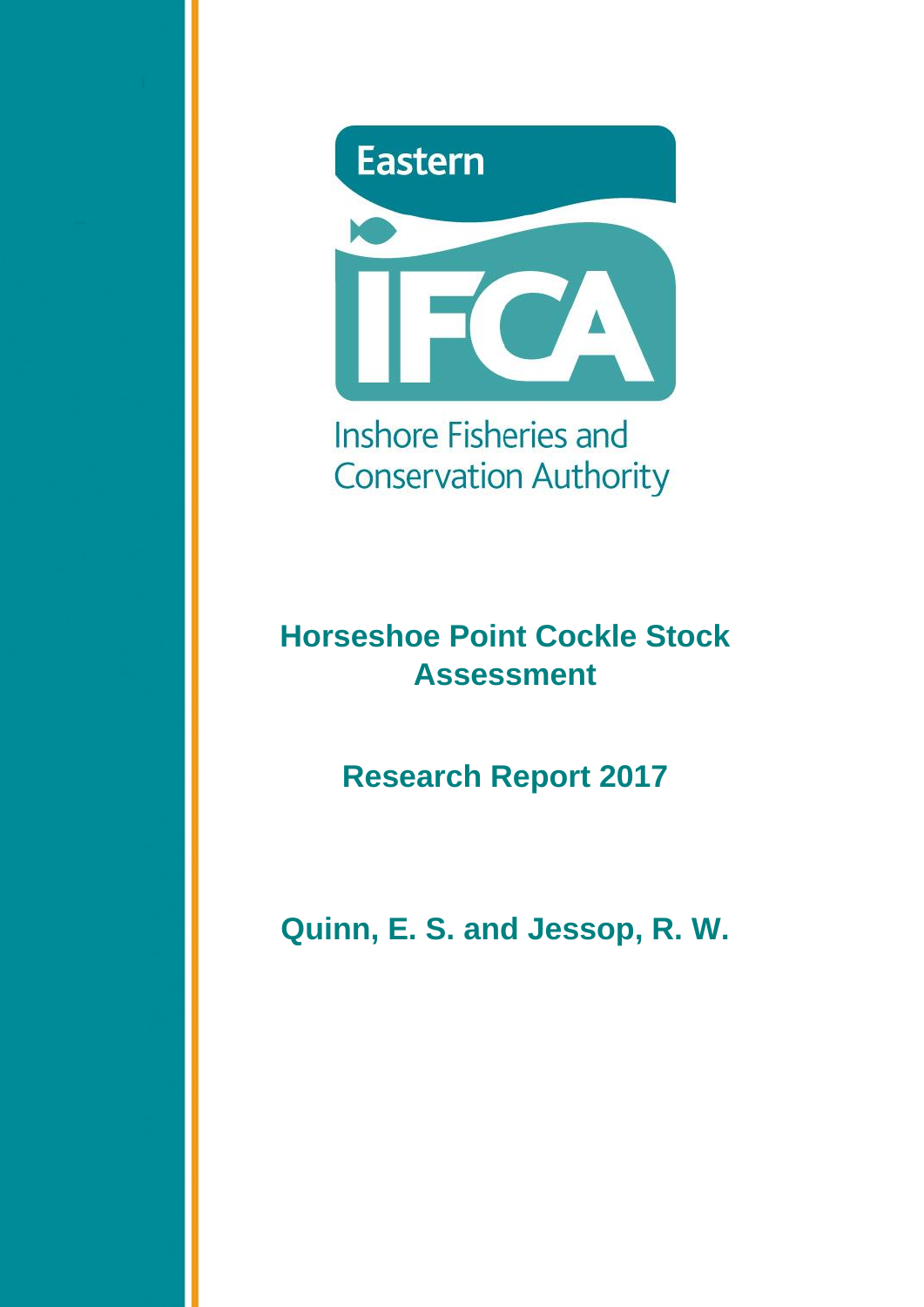Eastern

IFCA

Inshore Fisheries and Conservation Authority

# Horseshoe Point Cockle Stock Assessment

## Research Report 2017

**Quinn, E. S. and Jessop, R. W.**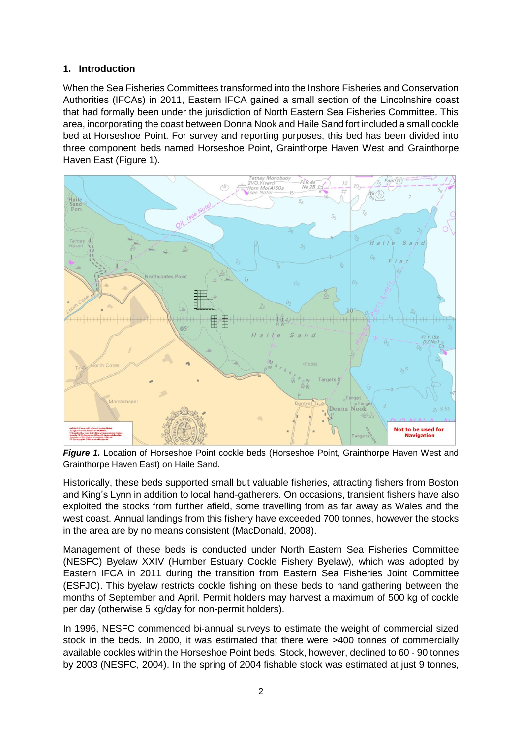## 1. Introduction

When the Sea Fisheries Committees transformed into the Inshore Fisheries and Conservation Authorities (IFCAs) in 2011, Eastern IFCA gained a small section of the Lincolnshire coast that had formally been under the jurisdiction of North Eastern Sea Fisheries Committee. This area, incorporating the coast between Donna Nook and Haile Sand fort included a small cockle bed at Horseshoe Point. For survey and reporting purposes, this bed has been divided into three component beds named Horseshoe Point, Grainthorpe Haven West and Grainthorpe Haven East (Figure 1).

***Figure 1.*** Location of Horseshoe Point cockle beds (Horseshoe Point, Grainthorpe Haven West and Grainthorpe Haven East) on Haile Sand.

Historically, these beds supported small but valuable fisheries, attracting fishers from Boston and King's Lynn in addition to local hand-gatherers. On occasions, transient fishers have also exploited the stocks from further afield, some travelling from as far away as Wales and the west coast. Annual landings from this fishery have exceeded 700 tonnes, however the stocks in the area are by no means consistent (MacDonald, 2008).

Management of these beds is conducted under North Eastern Sea Fisheries Committee (NESFC) Byelaw XXIV (Humber Estuary Cockle Fishery Byelaw), which was adopted by Eastern IFCA in 2011 during the transition from Eastern Sea Fisheries Joint Committee (ESFJC). This byelaw restricts cockle fishing on these beds to hand gathering between the months of September and April. Permit holders may harvest a maximum of 500 kg of cockle per day (otherwise 5 kg/day for non-permit holders).

In 1996, NESFC commenced bi-annual surveys to estimate the weight of commercial sized stock in the beds. In 2000, it was estimated that there were >400 tonnes of commercially available cockles within the Horseshoe Point beds. Stock, however, declined to 60 - 90 tonnes by 2003 (NESFC, 2004). In the spring of 2004 fishable stock was estimated at just 9 tonnes,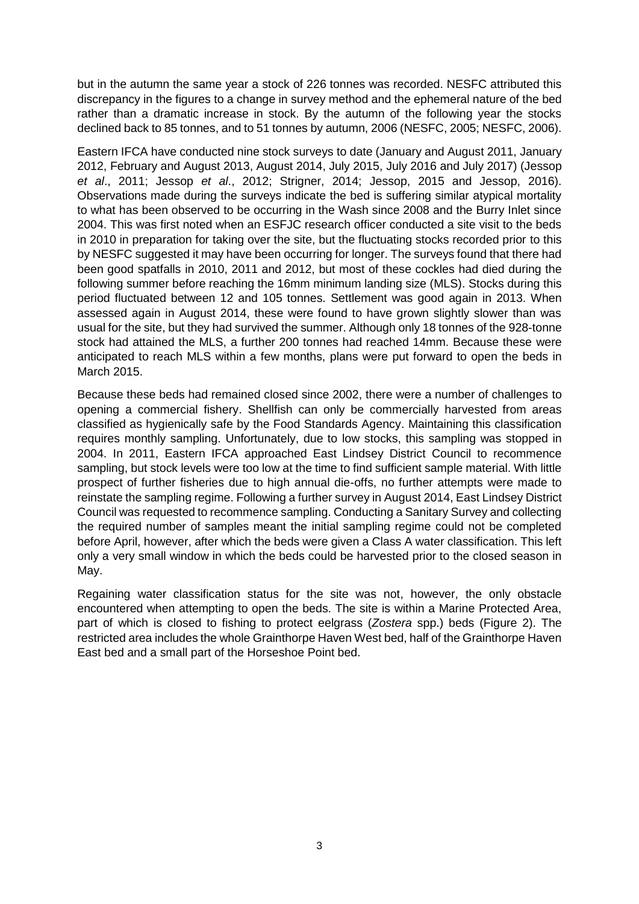but in the autumn the same year a stock of 226 tonnes was recorded. NESFC attributed this discrepancy in the figures to a change in survey method and the ephemeral nature of the bed rather than a dramatic increase in stock. By the autumn of the following year the stocks declined back to 85 tonnes, and to 51 tonnes by autumn, 2006 (NESFC, 2005; NESFC, 2006).

Eastern IFCA have conducted nine stock surveys to date (January and August 2011, January 2012, February and August 2013, August 2014, July 2015, July 2016 and July 2017) (Jessop *et al*., 2011; Jessop *et al*., 2012; Strigner, 2014; Jessop, 2015 and Jessop, 2016). Observations made during the surveys indicate the bed is suffering similar atypical mortality to what has been observed to be occurring in the Wash since 2008 and the Burry Inlet since 2004. This was first noted when an ESFJC research officer conducted a site visit to the beds in 2010 in preparation for taking over the site, but the fluctuating stocks recorded prior to this by NESFC suggested it may have been occurring for longer. The surveys found that there had been good spatfalls in 2010, 2011 and 2012, but most of these cockles had died during the following summer before reaching the 16mm minimum landing size (MLS). Stocks during this period fluctuated between 12 and 105 tonnes. Settlement was good again in 2013. When assessed again in August 2014, these were found to have grown slightly slower than was usual for the site, but they had survived the summer. Although only 18 tonnes of the 928-tonne stock had attained the MLS, a further 200 tonnes had reached 14mm. Because these were anticipated to reach MLS within a few months, plans were put forward to open the beds in March 2015.

Because these beds had remained closed since 2002, there were a number of challenges to opening a commercial fishery. Shellfish can only be commercially harvested from areas classified as hygienically safe by the Food Standards Agency. Maintaining this classification requires monthly sampling. Unfortunately, due to low stocks, this sampling was stopped in 2004. In 2011, Eastern IFCA approached East Lindsey District Council to recommence sampling, but stock levels were too low at the time to find sufficient sample material. With little prospect of further fisheries due to high annual die-offs, no further attempts were made to reinstate the sampling regime. Following a further survey in August 2014, East Lindsey District Council was requested to recommence sampling. Conducting a Sanitary Survey and collecting the required number of samples meant the initial sampling regime could not be completed before April, however, after which the beds were given a Class A water classification. This left only a very small window in which the beds could be harvested prior to the closed season in May.

Regaining water classification status for the site was not, however, the only obstacle encountered when attempting to open the beds. The site is within a Marine Protected Area, part of which is closed to fishing to protect eelgrass (*Zostera* spp.) beds (Figure 2). The restricted area includes the whole Grainthorpe Haven West bed, half of the Grainthorpe Haven East bed and a small part of the Horseshoe Point bed.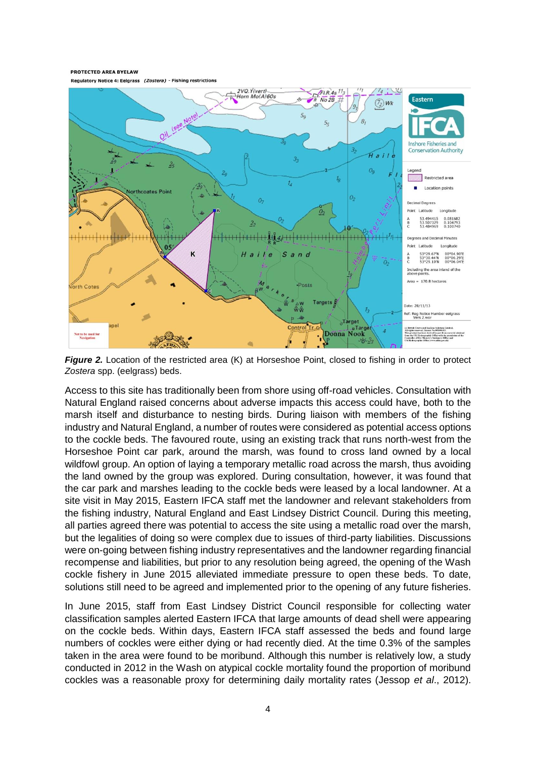PROTECTED AREA BYELAW

Regulatory Notice 4: Eelgrass *(Zostera)* - Fishing restrictions

Legend

Restricted area

Location points

Decimal Degrees

| Point | Latitude | Longitude |
|---|---|---|
| A | 53.494415 | 0.081682 |
| B | 53.507329 | 0.104793 |
| C | 53.484969 | 0.100740 |

Degrees and Decimal Minutes

| Point | Latitude | Longitude |
|---|---|---|
| A | 53°29.67'N | 00°04.90'E |
| B | 53°30.44'N | 00°06.29'E |
| C | 53°29.10'N | 00°06.04'E |

Including the area inland of the above points.

Area = 170.8 hectares

Date: 28/11/13

Ref: Reg Notice Humber eelgrass Vers 2.wor

***Figure 2.*** Location of the restricted area (K) at Horseshoe Point, closed to fishing in order to protect *Zostera* spp. (eelgrass) beds.

Access to this site has traditionally been from shore using off-road vehicles. Consultation with Natural England raised concerns about adverse impacts this access could have, both to the marsh itself and disturbance to nesting birds. During liaison with members of the fishing industry and Natural England, a number of routes were considered as potential access options to the cockle beds. The favoured route, using an existing track that runs north-west from the Horseshoe Point car park, around the marsh, was found to cross land owned by a local wildfowl group. An option of laying a temporary metallic road across the marsh, thus avoiding the land owned by the group was explored. During consultation, however, it was found that the car park and marshes leading to the cockle beds were leased by a local landowner. At a site visit in May 2015, Eastern IFCA staff met the landowner and relevant stakeholders from the fishing industry, Natural England and East Lindsey District Council. During this meeting, all parties agreed there was potential to access the site using a metallic road over the marsh, but the legalities of doing so were complex due to issues of third-party liabilities. Discussions were on-going between fishing industry representatives and the landowner regarding financial recompense and liabilities, but prior to any resolution being agreed, the opening of the Wash cockle fishery in June 2015 alleviated immediate pressure to open these beds. To date, solutions still need to be agreed and implemented prior to the opening of any future fisheries.

In June 2015, staff from East Lindsey District Council responsible for collecting water classification samples alerted Eastern IFCA that large amounts of dead shell were appearing on the cockle beds. Within days, Eastern IFCA staff assessed the beds and found large numbers of cockles were either dying or had recently died. At the time 0.3% of the samples taken in the area were found to be moribund. Although this number is relatively low, a study conducted in 2012 in the Wash on atypical cockle mortality found the proportion of moribund cockles was a reasonable proxy for determining daily mortality rates (Jessop *et al*., 2012).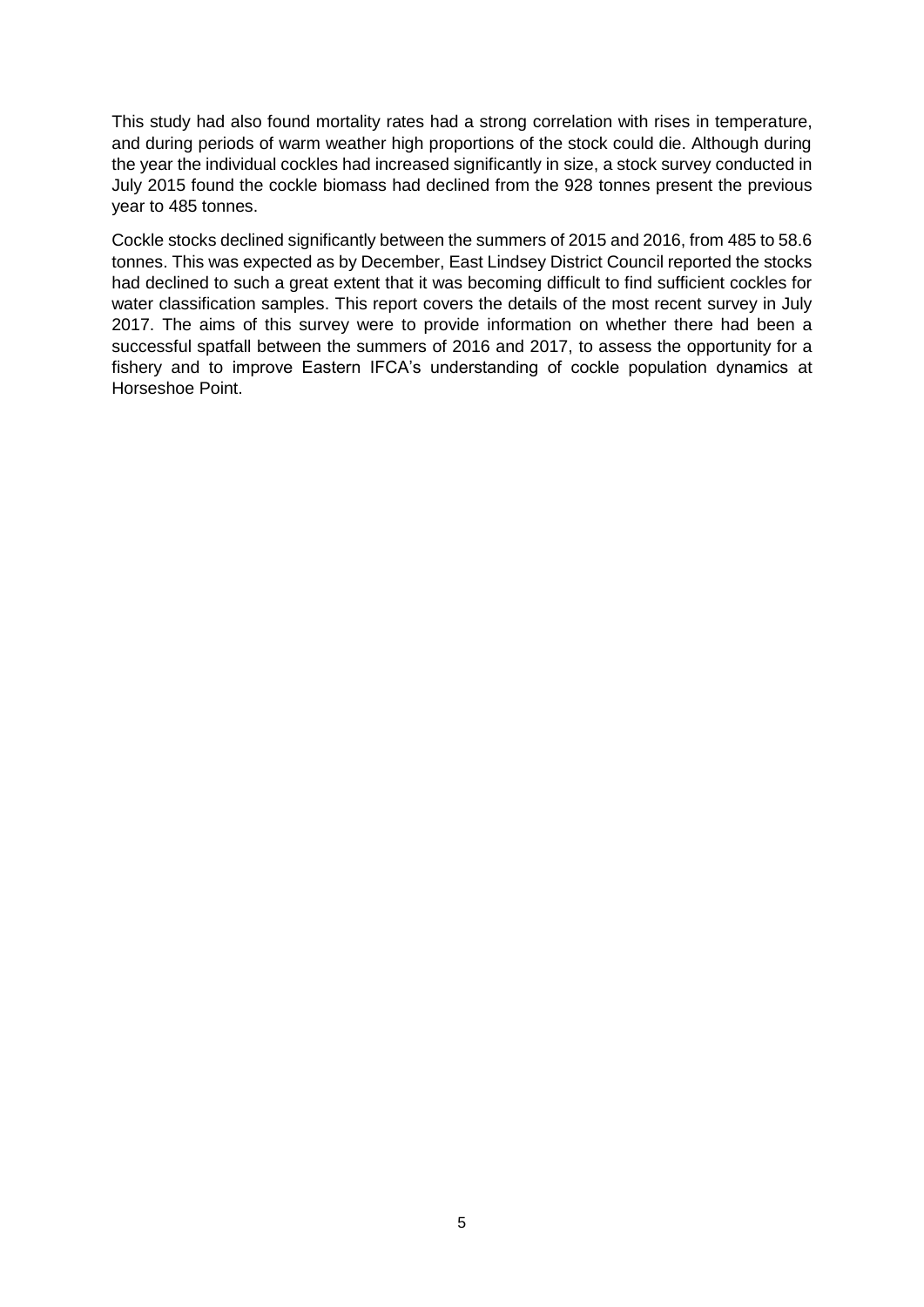This study had also found mortality rates had a strong correlation with rises in temperature, and during periods of warm weather high proportions of the stock could die. Although during the year the individual cockles had increased significantly in size, a stock survey conducted in July 2015 found the cockle biomass had declined from the 928 tonnes present the previous year to 485 tonnes.

Cockle stocks declined significantly between the summers of 2015 and 2016, from 485 to 58.6 tonnes. This was expected as by December, East Lindsey District Council reported the stocks had declined to such a great extent that it was becoming difficult to find sufficient cockles for water classification samples. This report covers the details of the most recent survey in July 2017. The aims of this survey were to provide information on whether there had been a successful spatfall between the summers of 2016 and 2017, to assess the opportunity for a fishery and to improve Eastern IFCA's understanding of cockle population dynamics at Horseshoe Point.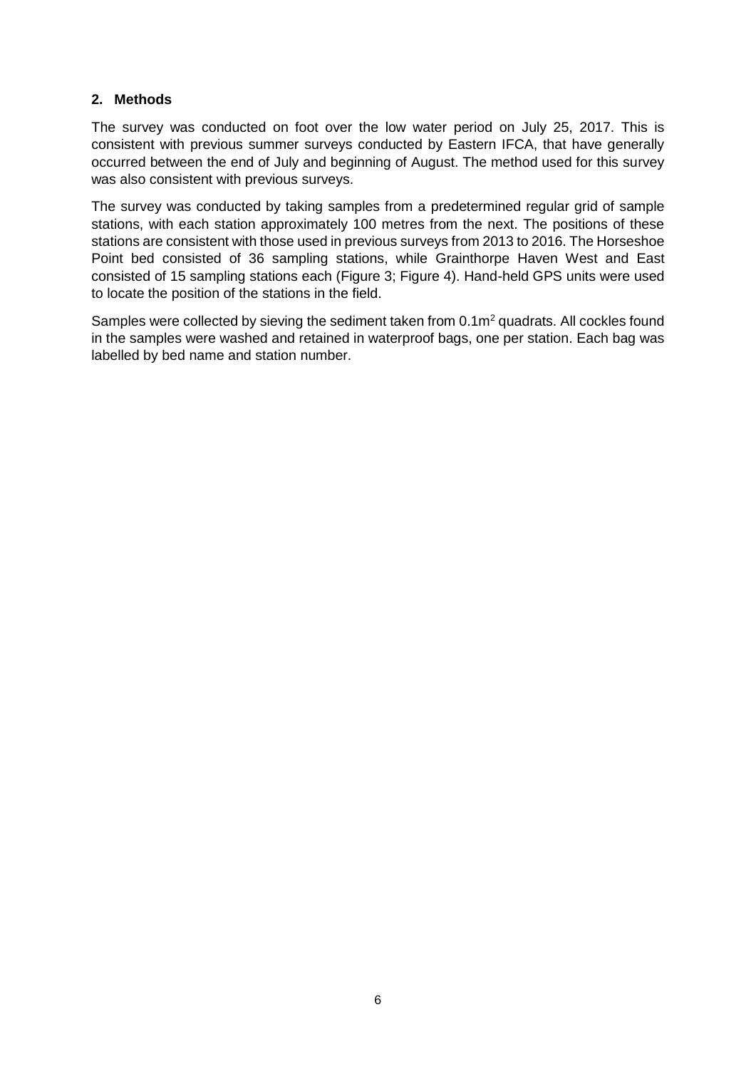## 2. Methods

The survey was conducted on foot over the low water period on July 25, 2017. This is consistent with previous summer surveys conducted by Eastern IFCA, that have generally occurred between the end of July and beginning of August. The method used for this survey was also consistent with previous surveys.

The survey was conducted by taking samples from a predetermined regular grid of sample stations, with each station approximately 100 metres from the next. The positions of these stations are consistent with those used in previous surveys from 2013 to 2016. The Horseshoe Point bed consisted of 36 sampling stations, while Grainthorpe Haven West and East consisted of 15 sampling stations each (Figure 3; Figure 4). Hand-held GPS units were used to locate the position of the stations in the field.

Samples were collected by sieving the sediment taken from $0.1m^2$ quadrats. All cockles found in the samples were washed and retained in waterproof bags, one per station. Each bag was labelled by bed name and station number.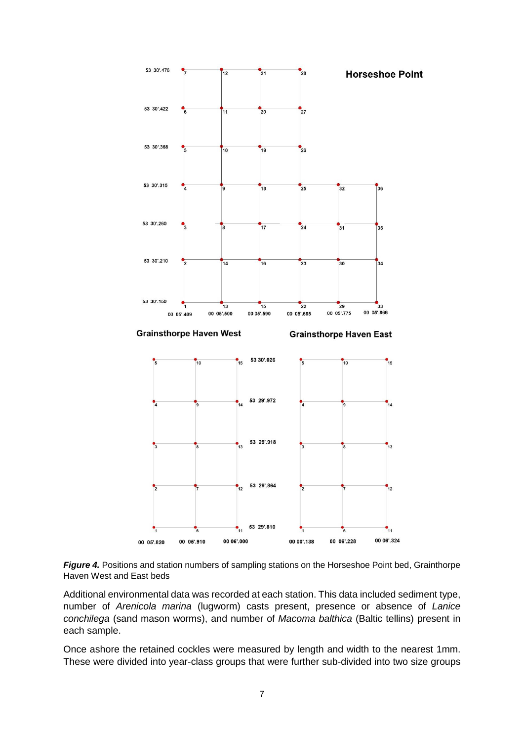***Figure 4.*** Positions and station numbers of sampling stations on the Horseshoe Point bed, Grainthorpe Haven West and East beds

Additional environmental data was recorded at each station. This data included sediment type, number of *Arenicola marina* (lugworm) casts present, presence or absence of *Lanice conchilega* (sand mason worms), and number of *Macoma balthica* (Baltic tellins) present in each sample.

Once ashore the retained cockles were measured by length and width to the nearest 1mm. These were divided into year-class groups that were further sub-divided into two size groups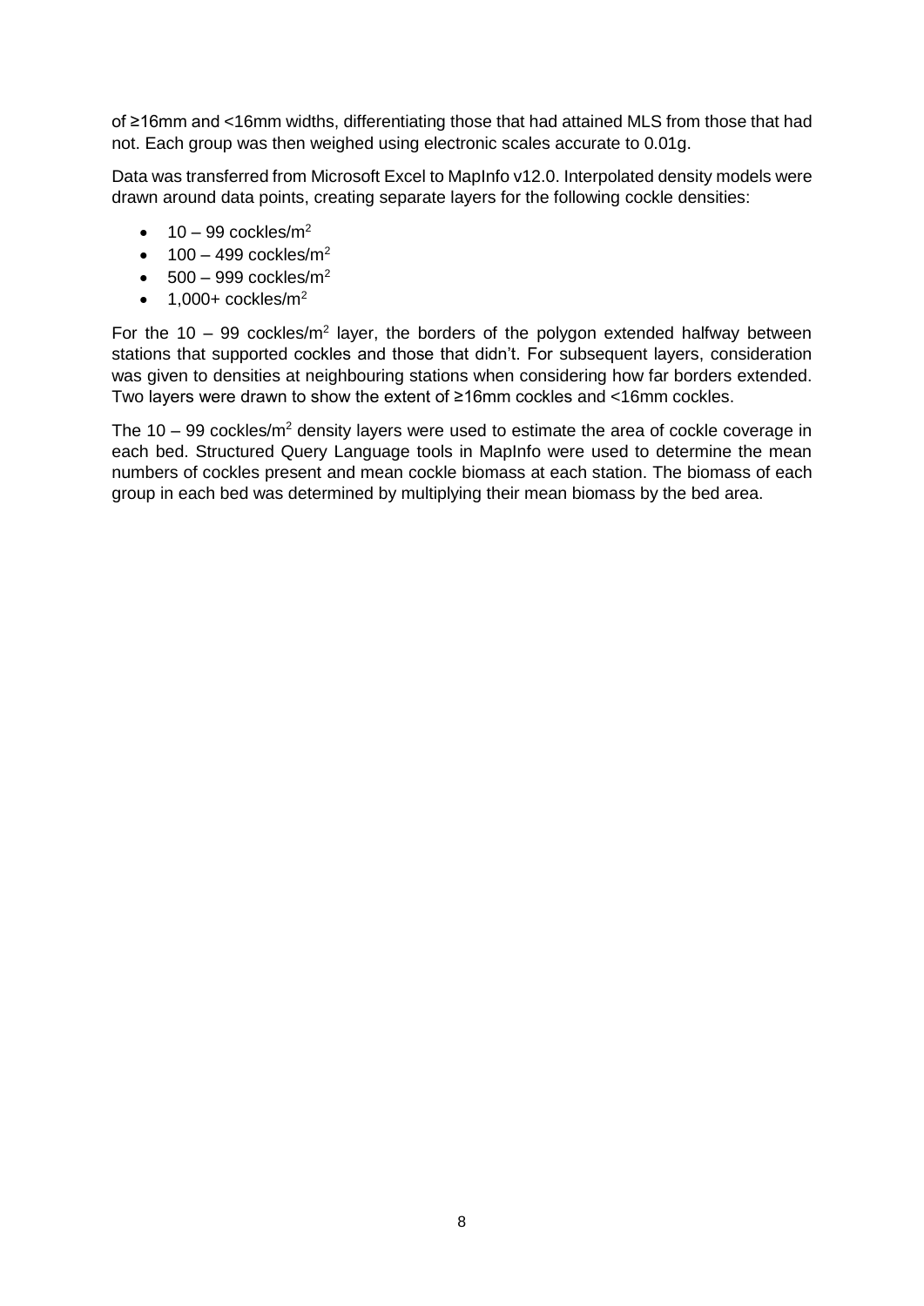of ≥16mm and <16mm widths, differentiating those that had attained MLS from those that had not. Each group was then weighed using electronic scales accurate to 0.01g.

Data was transferred from Microsoft Excel to MapInfo v12.0. Interpolated density models were drawn around data points, creating separate layers for the following cockle densities:

- 10 – 99 cockles/m$^2$
- 100 – 499 cockles/m$^2$
- 500 – 999 cockles/m$^2$
- 1,000+ cockles/m$^2$

For the 10 – 99 cockles/m$^2$ layer, the borders of the polygon extended halfway between stations that supported cockles and those that didn't. For subsequent layers, consideration was given to densities at neighbouring stations when considering how far borders extended. Two layers were drawn to show the extent of ≥16mm cockles and <16mm cockles.

The 10 – 99 cockles/m$^2$ density layers were used to estimate the area of cockle coverage in each bed. Structured Query Language tools in MapInfo were used to determine the mean numbers of cockles present and mean cockle biomass at each station. The biomass of each group in each bed was determined by multiplying their mean biomass by the bed area.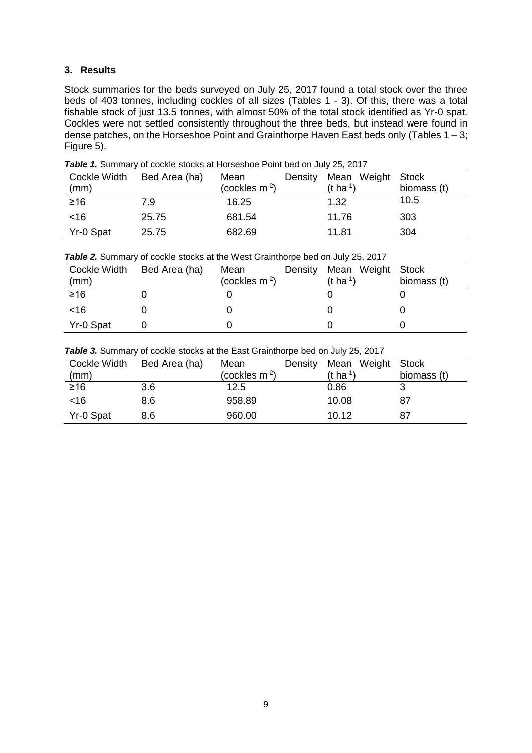## 3. Results

Stock summaries for the beds surveyed on July 25, 2017 found a total stock over the three beds of 403 tonnes, including cockles of all sizes (Tables 1 - 3). Of this, there was a total fishable stock of just 13.5 tonnes, with almost 50% of the total stock identified as Yr-0 spat. Cockles were not settled consistently throughout the three beds, but instead were found in dense patches, on the Horseshoe Point and Grainthorpe Haven East beds only (Tables 1 – 3; Figure 5).

***Table 1.*** Summary of cockle stocks at Horseshoe Point bed on July 25, 2017

| Cockle Width (mm) | Bed Area (ha) | Mean Density (cockles $m^{-2}$) | Mean Weight (t $ha^{-1}$) | Stock biomass (t) |
|---|---|---|---|---|
| ≥16 | 7.9 | 16.25 | 1.32 | 10.5 |
| <16 | 25.75 | 681.54 | 11.76 | 303 |
| Yr-0 Spat | 25.75 | 682.69 | 11.81 | 304 |

***Table 2.*** Summary of cockle stocks at the West Grainthorpe bed on July 25, 2017

| Cockle Width (mm) | Bed Area (ha) | Mean Density (cockles $m^{-2}$) | Mean Weight (t $ha^{-1}$) | Stock biomass (t) |
|---|---|---|---|---|
| ≥16 | 0 | 0 | 0 | 0 |
| <16 | 0 | 0 | 0 | 0 |
| Yr-0 Spat | 0 | 0 | 0 | 0 |

***Table 3.*** Summary of cockle stocks at the East Grainthorpe bed on July 25, 2017

| Cockle Width (mm) | Bed Area (ha) | Mean Density (cockles $m^{-2}$) | Mean Weight (t $ha^{-1}$) | Stock biomass (t) |
|---|---|---|---|---|
| ≥16 | 3.6 | 12.5 | 0.86 | 3 |
| <16 | 8.6 | 958.89 | 10.08 | 87 |
| Yr-0 Spat | 8.6 | 960.00 | 10.12 | 87 |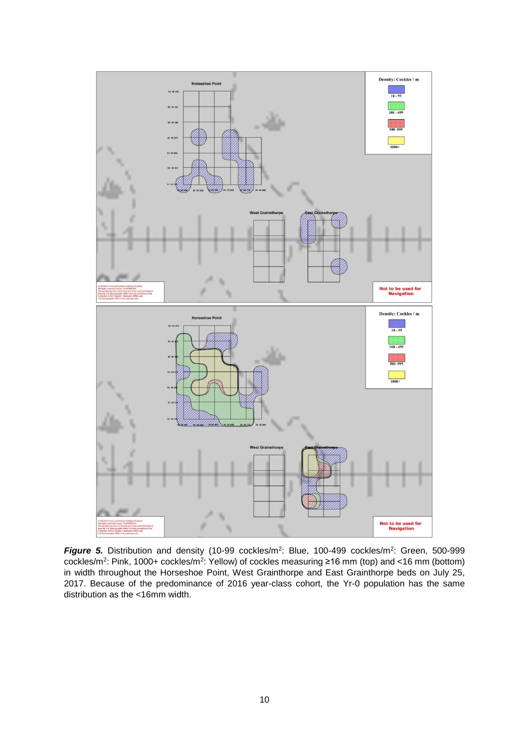***Figure 5.*** Distribution and density (10-99 cockles/m$^2$: Blue, 100-499 cockles/m$^2$: Green, 500-999 cockles/m$^2$: Pink, 1000+ cockles/m$^2$: Yellow) of cockles measuring ≥16 mm (top) and <16 mm (bottom) in width throughout the Horseshoe Point, West Grainthorpe and East Grainthorpe beds on July 25, 2017. Because of the predominance of 2016 year-class cohort, the Yr-0 population has the same distribution as the <16mm width.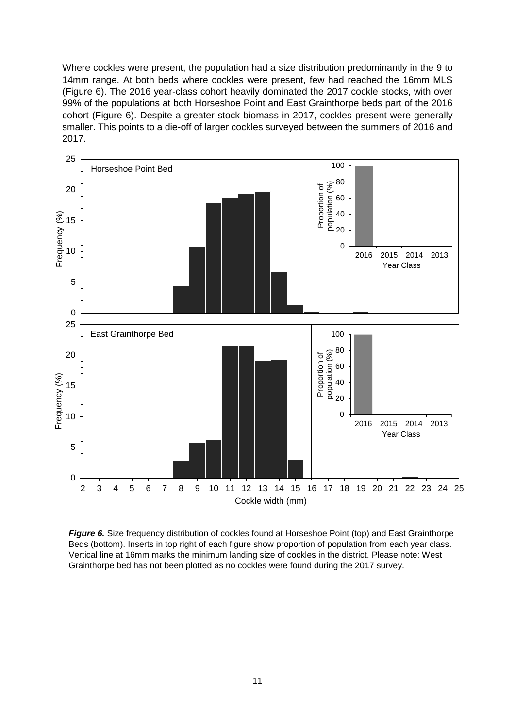Where cockles were present, the population had a size distribution predominantly in the 9 to 14mm range. At both beds where cockles were present, few had reached the 16mm MLS (Figure 6). The 2016 year-class cohort heavily dominated the 2017 cockle stocks, with over 99% of the populations at both Horseshoe Point and East Grainthorpe beds part of the 2016 cohort (Figure 6). Despite a greater stock biomass in 2017, cockles present were generally smaller. This points to a die-off of larger cockles surveyed between the summers of 2016 and 2017.

***Figure 6.*** Size frequency distribution of cockles found at Horseshoe Point (top) and East Grainthorpe Beds (bottom). Inserts in top right of each figure show proportion of population from each year class. Vertical line at 16mm marks the minimum landing size of cockles in the district. Please note: West Grainthorpe bed has not been plotted as no cockles were found during the 2017 survey.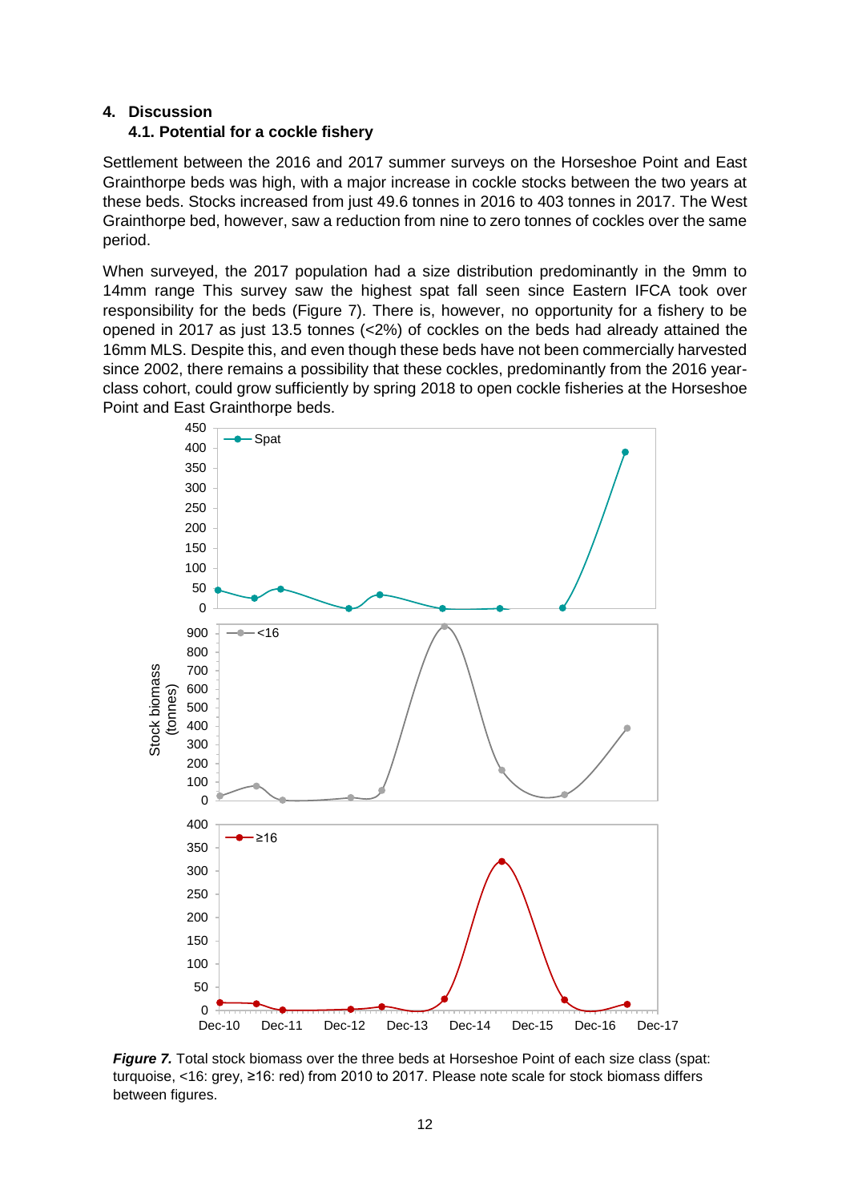# 4. Discussion

## 4.1. Potential for a cockle fishery

Settlement between the 2016 and 2017 summer surveys on the Horseshoe Point and East Grainthorpe beds was high, with a major increase in cockle stocks between the two years at these beds. Stocks increased from just 49.6 tonnes in 2016 to 403 tonnes in 2017. The West Grainthorpe bed, however, saw a reduction from nine to zero tonnes of cockles over the same period.

When surveyed, the 2017 population had a size distribution predominantly in the 9mm to 14mm range This survey saw the highest spat fall seen since Eastern IFCA took over responsibility for the beds (Figure 7). There is, however, no opportunity for a fishery to be opened in 2017 as just 13.5 tonnes (<2%) of cockles on the beds had already attained the 16mm MLS. Despite this, and even though these beds have not been commercially harvested since 2002, there remains a possibility that these cockles, predominantly from the 2016 year-class cohort, could grow sufficiently by spring 2018 to open cockle fisheries at the Horseshoe Point and East Grainthorpe beds.

***Figure 7.*** Total stock biomass over the three beds at Horseshoe Point of each size class (spat: turquoise, <16: grey, ≥16: red) from 2010 to 2017. Please note scale for stock biomass differs between figures.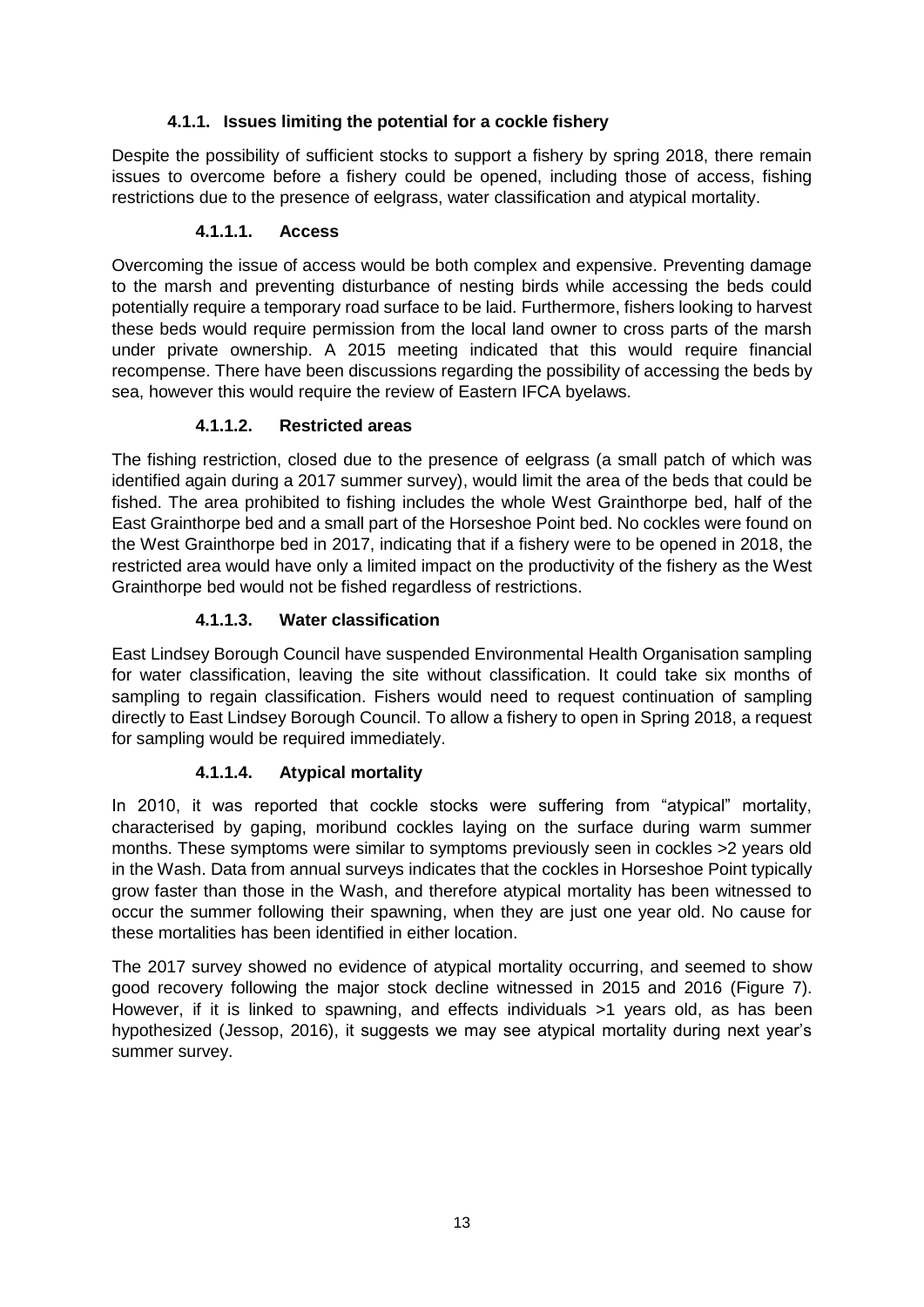### 4.1.1. Issues limiting the potential for a cockle fishery

Despite the possibility of sufficient stocks to support a fishery by spring 2018, there remain issues to overcome before a fishery could be opened, including those of access, fishing restrictions due to the presence of eelgrass, water classification and atypical mortality.

#### 4.1.1.1. Access

Overcoming the issue of access would be both complex and expensive. Preventing damage to the marsh and preventing disturbance of nesting birds while accessing the beds could potentially require a temporary road surface to be laid. Furthermore, fishers looking to harvest these beds would require permission from the local land owner to cross parts of the marsh under private ownership. A 2015 meeting indicated that this would require financial recompense. There have been discussions regarding the possibility of accessing the beds by sea, however this would require the review of Eastern IFCA byelaws.

#### 4.1.1.2. Restricted areas

The fishing restriction, closed due to the presence of eelgrass (a small patch of which was identified again during a 2017 summer survey), would limit the area of the beds that could be fished. The area prohibited to fishing includes the whole West Grainthorpe bed, half of the East Grainthorpe bed and a small part of the Horseshoe Point bed. No cockles were found on the West Grainthorpe bed in 2017, indicating that if a fishery were to be opened in 2018, the restricted area would have only a limited impact on the productivity of the fishery as the West Grainthorpe bed would not be fished regardless of restrictions.

#### 4.1.1.3. Water classification

East Lindsey Borough Council have suspended Environmental Health Organisation sampling for water classification, leaving the site without classification. It could take six months of sampling to regain classification. Fishers would need to request continuation of sampling directly to East Lindsey Borough Council. To allow a fishery to open in Spring 2018, a request for sampling would be required immediately.

#### 4.1.1.4. Atypical mortality

In 2010, it was reported that cockle stocks were suffering from "atypical" mortality, characterised by gaping, moribund cockles laying on the surface during warm summer months. These symptoms were similar to symptoms previously seen in cockles >2 years old in the Wash. Data from annual surveys indicates that the cockles in Horseshoe Point typically grow faster than those in the Wash, and therefore atypical mortality has been witnessed to occur the summer following their spawning, when they are just one year old. No cause for these mortalities has been identified in either location.

The 2017 survey showed no evidence of atypical mortality occurring, and seemed to show good recovery following the major stock decline witnessed in 2015 and 2016 (Figure 7). However, if it is linked to spawning, and effects individuals >1 years old, as has been hypothesized (Jessop, 2016), it suggests we may see atypical mortality during next year's summer survey.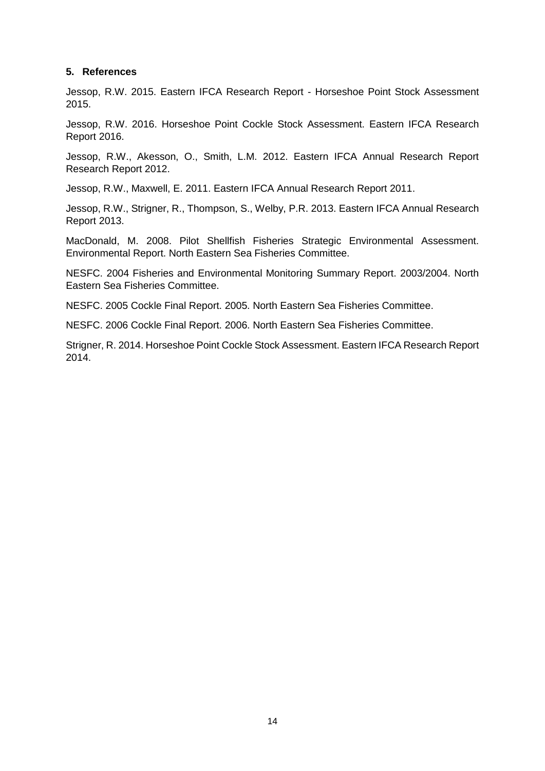## 5. References

Jessop, R.W. 2015. Eastern IFCA Research Report - Horseshoe Point Stock Assessment 2015.

Jessop, R.W. 2016. Horseshoe Point Cockle Stock Assessment. Eastern IFCA Research Report 2016.

Jessop, R.W., Akesson, O., Smith, L.M. 2012. Eastern IFCA Annual Research Report Research Report 2012.

Jessop, R.W., Maxwell, E. 2011. Eastern IFCA Annual Research Report 2011.

Jessop, R.W., Strigner, R., Thompson, S., Welby, P.R. 2013. Eastern IFCA Annual Research Report 2013.

MacDonald, M. 2008. Pilot Shellfish Fisheries Strategic Environmental Assessment. Environmental Report. North Eastern Sea Fisheries Committee.

NESFC. 2004 Fisheries and Environmental Monitoring Summary Report. 2003/2004. North Eastern Sea Fisheries Committee.

NESFC. 2005 Cockle Final Report. 2005. North Eastern Sea Fisheries Committee.

NESFC. 2006 Cockle Final Report. 2006. North Eastern Sea Fisheries Committee.

Strigner, R. 2014. Horseshoe Point Cockle Stock Assessment. Eastern IFCA Research Report 2014.